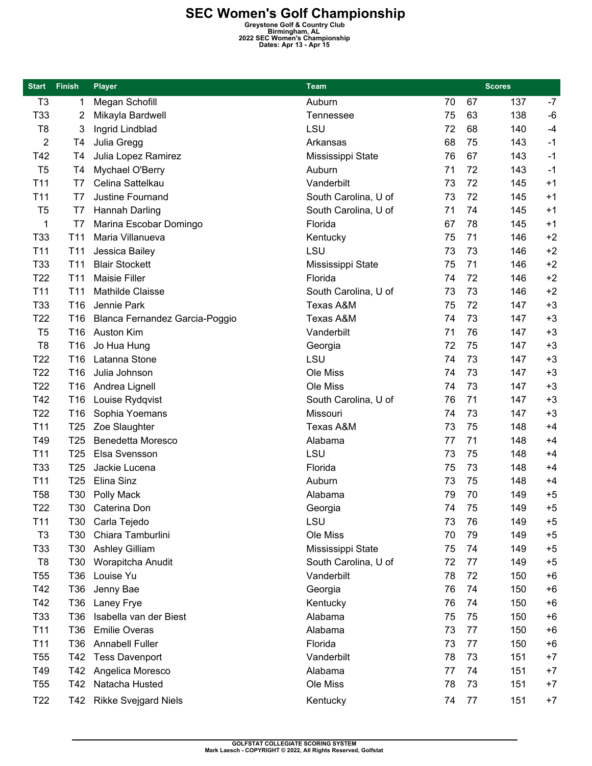# SEC Women's Golf Championship

**Greystone Golf & Country Club**
**Birmingham, AL**
**2022 SEC Women's Championship**
**Dates: Apr 13 - Apr 15**

| Start | Finish | Player | Team | Scores | | | |
|---|---|---|---|---|---|---|---|
| T3 | 1 | Megan Schofill | Auburn | 70 | 67 | 137 | -7 |
| T33 | 2 | Mikayla Bardwell | Tennessee | 75 | 63 | 138 | -6 |
| T8 | 3 | Ingrid Lindblad | LSU | 72 | 68 | 140 | -4 |
| 2 | T4 | Julia Gregg | Arkansas | 68 | 75 | 143 | -1 |
| T42 | T4 | Julia Lopez Ramirez | Mississippi State | 76 | 67 | 143 | -1 |
| T5 | T4 | Mychael O'Berry | Auburn | 71 | 72 | 143 | -1 |
| T11 | T7 | Celina Sattelkau | Vanderbilt | 73 | 72 | 145 | +1 |
| T11 | T7 | Justine Fournand | South Carolina, U of | 73 | 72 | 145 | +1 |
| T5 | T7 | Hannah Darling | South Carolina, U of | 71 | 74 | 145 | +1 |
| 1 | T7 | Marina Escobar Domingo | Florida | 67 | 78 | 145 | +1 |
| T33 | T11 | Maria Villanueva | Kentucky | 75 | 71 | 146 | +2 |
| T11 | T11 | Jessica Bailey | LSU | 73 | 73 | 146 | +2 |
| T33 | T11 | Blair Stockett | Mississippi State | 75 | 71 | 146 | +2 |
| T22 | T11 | Maisie Filler | Florida | 74 | 72 | 146 | +2 |
| T11 | T11 | Mathilde Claisse | South Carolina, U of | 73 | 73 | 146 | +2 |
| T33 | T16 | Jennie Park | Texas A&M | 75 | 72 | 147 | +3 |
| T22 | T16 | Blanca Fernandez Garcia-Poggio | Texas A&M | 74 | 73 | 147 | +3 |
| T5 | T16 | Auston Kim | Vanderbilt | 71 | 76 | 147 | +3 |
| T8 | T16 | Jo Hua Hung | Georgia | 72 | 75 | 147 | +3 |
| T22 | T16 | Latanna Stone | LSU | 74 | 73 | 147 | +3 |
| T22 | T16 | Julia Johnson | Ole Miss | 74 | 73 | 147 | +3 |
| T22 | T16 | Andrea Lignell | Ole Miss | 74 | 73 | 147 | +3 |
| T42 | T16 | Louise Rydqvist | South Carolina, U of | 76 | 71 | 147 | +3 |
| T22 | T16 | Sophia Yoemans | Missouri | 74 | 73 | 147 | +3 |
| T11 | T25 | Zoe Slaughter | Texas A&M | 73 | 75 | 148 | +4 |
| T49 | T25 | Benedetta Moresco | Alabama | 77 | 71 | 148 | +4 |
| T11 | T25 | Elsa Svensson | LSU | 73 | 75 | 148 | +4 |
| T33 | T25 | Jackie Lucena | Florida | 75 | 73 | 148 | +4 |
| T11 | T25 | Elina Sinz | Auburn | 73 | 75 | 148 | +4 |
| T58 | T30 | Polly Mack | Alabama | 79 | 70 | 149 | +5 |
| T22 | T30 | Caterina Don | Georgia | 74 | 75 | 149 | +5 |
| T11 | T30 | Carla Tejedo | LSU | 73 | 76 | 149 | +5 |
| T3 | T30 | Chiara Tamburlini | Ole Miss | 70 | 79 | 149 | +5 |
| T33 | T30 | Ashley Gilliam | Mississippi State | 75 | 74 | 149 | +5 |
| T8 | T30 | Worapitcha Anudit | South Carolina, U of | 72 | 77 | 149 | +5 |
| T55 | T36 | Louise Yu | Vanderbilt | 78 | 72 | 150 | +6 |
| T42 | T36 | Jenny Bae | Georgia | 76 | 74 | 150 | +6 |
| T42 | T36 | Laney Frye | Kentucky | 76 | 74 | 150 | +6 |
| T33 | T36 | Isabella van der Biest | Alabama | 75 | 75 | 150 | +6 |
| T11 | T36 | Emilie Overas | Alabama | 73 | 77 | 150 | +6 |
| T11 | T36 | Annabell Fuller | Florida | 73 | 77 | 150 | +6 |
| T55 | T42 | Tess Davenport | Vanderbilt | 78 | 73 | 151 | +7 |
| T49 | T42 | Angelica Moresco | Alabama | 77 | 74 | 151 | +7 |
| T55 | T42 | Natacha Husted | Ole Miss | 78 | 73 | 151 | +7 |
| T22 | T42 | Rikke Svejgard Niels | Kentucky | 74 | 77 | 151 | +7 |

GOLFSTAT COLLEGIATE SCORING SYSTEM
Mark Laesch - COPYRIGHT © 2022, All Rights Reserved, Golfstat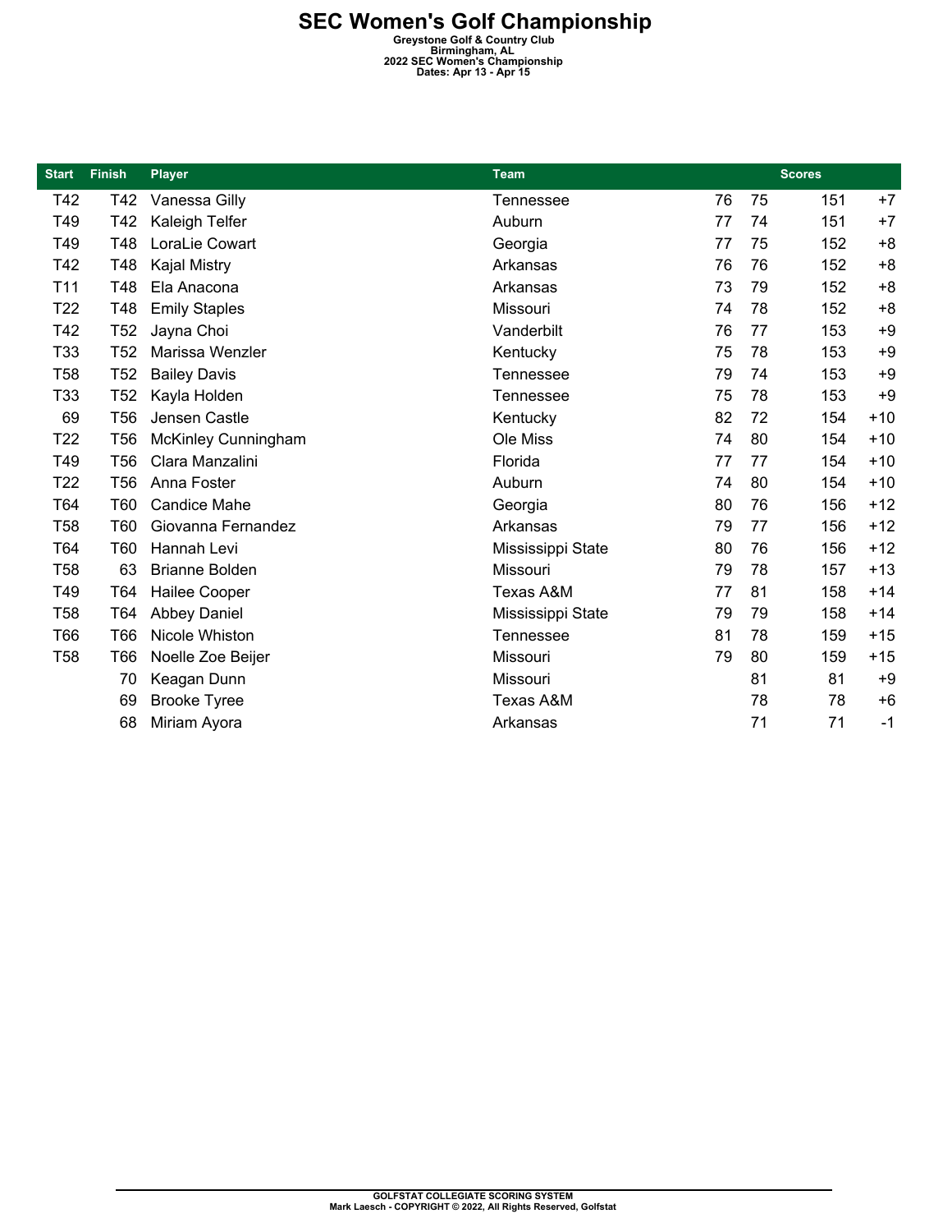# SEC Women's Golf Championship

**Greystone Golf & Country Club**
**Birmingham, AL**
**2022 SEC Women's Championship**
**Dates: Apr 13 - Apr 15**

| Start | Finish | Player | Team | Scores | | | |
|---|---|---|---|---|---|---|---|
| T42 | T42 | Vanessa Gilly | Tennessee | 76 | 75 | 151 | +7 |
| T49 | T42 | Kaleigh Telfer | Auburn | 77 | 74 | 151 | +7 |
| T49 | T48 | LoraLie Cowart | Georgia | 77 | 75 | 152 | +8 |
| T42 | T48 | Kajal Mistry | Arkansas | 76 | 76 | 152 | +8 |
| T11 | T48 | Ela Anacona | Arkansas | 73 | 79 | 152 | +8 |
| T22 | T48 | Emily Staples | Missouri | 74 | 78 | 152 | +8 |
| T42 | T52 | Jayna Choi | Vanderbilt | 76 | 77 | 153 | +9 |
| T33 | T52 | Marissa Wenzler | Kentucky | 75 | 78 | 153 | +9 |
| T58 | T52 | Bailey Davis | Tennessee | 79 | 74 | 153 | +9 |
| T33 | T52 | Kayla Holden | Tennessee | 75 | 78 | 153 | +9 |
| 69 | T56 | Jensen Castle | Kentucky | 82 | 72 | 154 | +10 |
| T22 | T56 | McKinley Cunningham | Ole Miss | 74 | 80 | 154 | +10 |
| T49 | T56 | Clara Manzalini | Florida | 77 | 77 | 154 | +10 |
| T22 | T56 | Anna Foster | Auburn | 74 | 80 | 154 | +10 |
| T64 | T60 | Candice Mahe | Georgia | 80 | 76 | 156 | +12 |
| T58 | T60 | Giovanna Fernandez | Arkansas | 79 | 77 | 156 | +12 |
| T64 | T60 | Hannah Levi | Mississippi State | 80 | 76 | 156 | +12 |
| T58 | 63 | Brianne Bolden | Missouri | 79 | 78 | 157 | +13 |
| T49 | T64 | Hailee Cooper | Texas A&M | 77 | 81 | 158 | +14 |
| T58 | T64 | Abbey Daniel | Mississippi State | 79 | 79 | 158 | +14 |
| T66 | T66 | Nicole Whiston | Tennessee | 81 | 78 | 159 | +15 |
| T58 | T66 | Noelle Zoe Beijer | Missouri | 79 | 80 | 159 | +15 |
| | 70 | Keagan Dunn | Missouri | | 81 | 81 | +9 |
| | 69 | Brooke Tyree | Texas A&M | | 78 | 78 | +6 |
| | 68 | Miriam Ayora | Arkansas | | 71 | 71 | -1 |